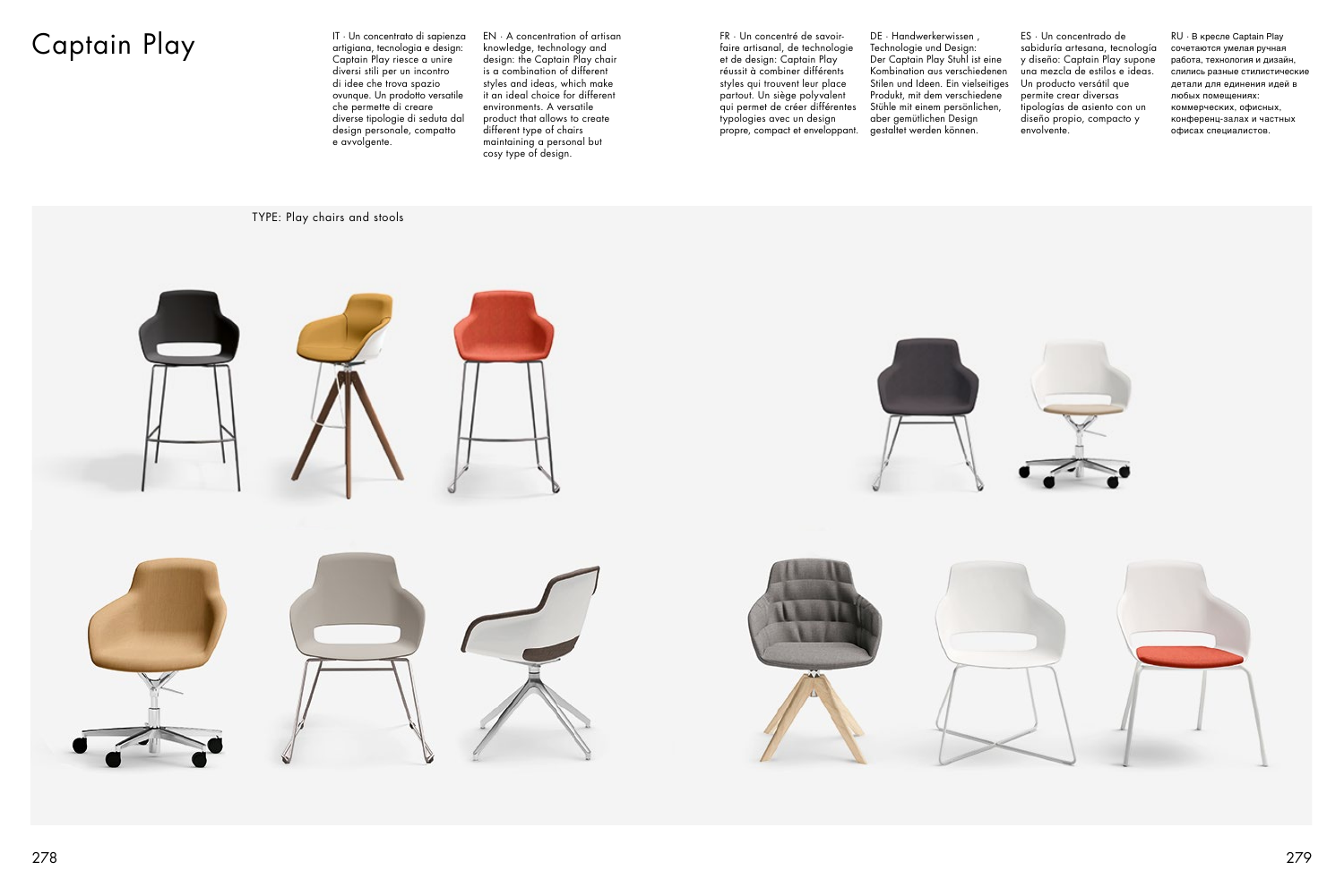# Captain Play

IT · Un concentrato di sapienza artigiana, tecnologia e design: Captain Play riesce a unire diversi stili per un incontro di idee che trova spazio ovunque. Un prodotto versatile che permette di creare diverse tipologie di seduta dal design personale, compatto e avvolgente.

EN · A concentration of artisan knowledge, technology and design: the Captain Play chair is a combination of different styles and ideas, which make it an ideal choice for different environments. A versatile product that allows to create different type of chairs maintaining a personal but cosy type of design.

FR · Un concentré de savoir-faire artisanal, de technologie et de design: Captain Play réussit à combiner différents styles qui trouvent leur place partout. Un siège polyvalent qui permet de créer différentes typologies avec un design propre, compact et enveloppant.

DE · Handwerkerwissen , Technologie und Design: Der Captain Play Stuhl ist eine Kombination aus verschiedenen Stilen und Ideen. Ein vielseitiges Produkt, mit dem verschiedene Stühle mit einem persönlichen, aber gemütlichen Design gestaltet werden können.

ES · Un concentrado de sabiduría artesana, tecnología y diseño: Captain Play supone una mezcla de estilos e ideas. Un producto versátil que permite crear diversas tipologías de asiento con un diseño propio, compacto y envolvente.

RU · В кресле Captain Play сочетаются умелая ручная работа, технология и дизайн, слились разные стилистические детали для единения идей в любых помещениях: коммерческих, офисных, конференц-залах и частных офисах специалистов.

TYPE: Play chairs and stools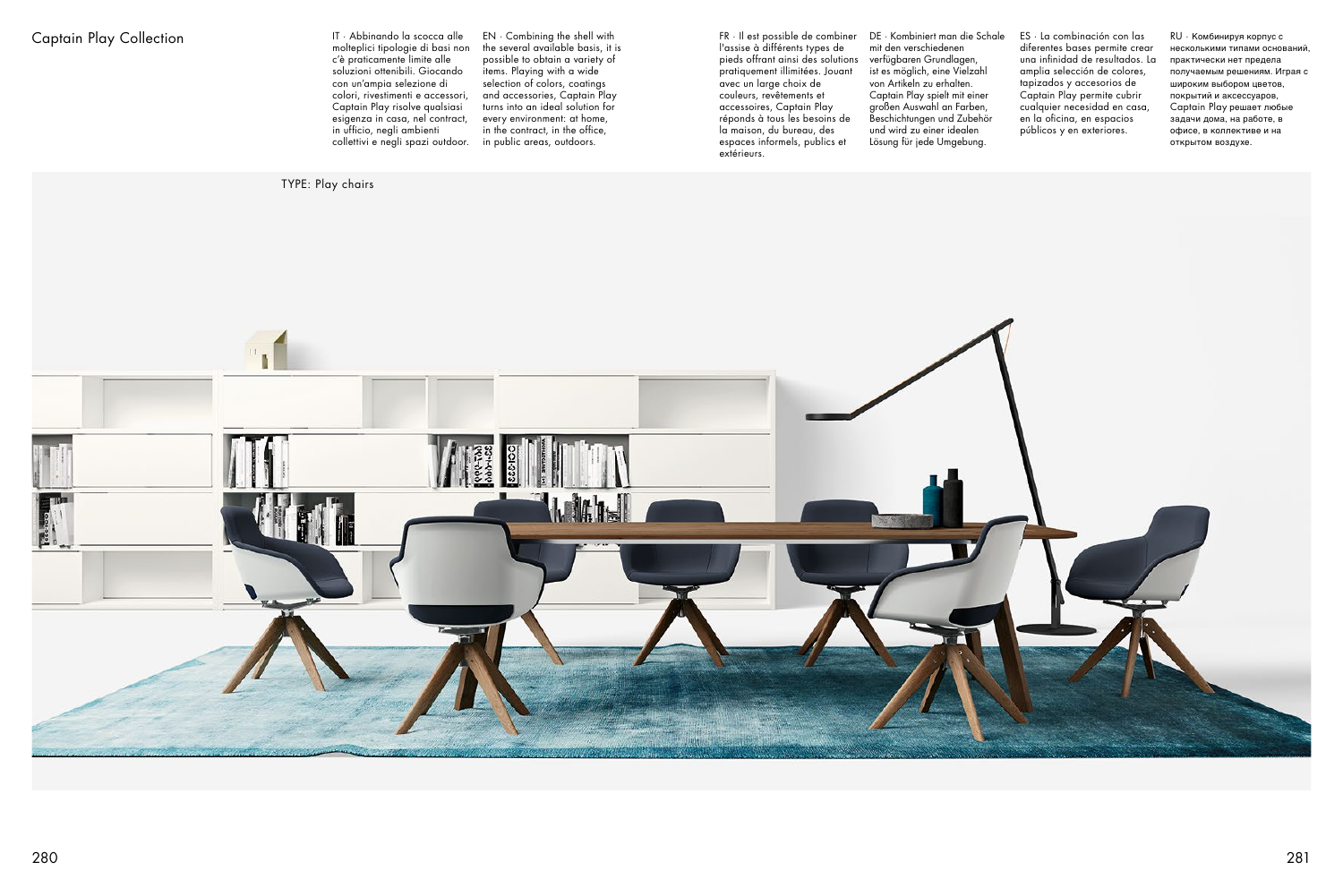# Captain Play Collection

IT · Abbinando la scocca alle molteplici tipologie di basi non c'è praticamente limite alle soluzioni ottenibili. Giocando con un'ampia selezione di colori, rivestimenti e accessori, Captain Play risolve qualsiasi esigenza in casa, nel contract, in ufficio, negli ambienti collettivi e negli spazi outdoor.

EN · Combining the shell with the several available basis, it is possible to obtain a variety of items. Playing with a wide selection of colors, coatings and accessories, Captain Play turns into an ideal solution for every environment: at home, in the contract, in the office, in public areas, outdoors.

FR · Il est possible de combiner l'assise à différents types de pieds offrant ainsi des solutions pratiquement illimitées. Jouant avec un large choix de couleurs, revêtements et accessoires, Captain Play réponds à tous les besoins de la maison, du bureau, des espaces informels, publics et extérieurs.

DE · Kombiniert man die Schale mit den verschiedenen verfügbaren Grundlagen, ist es möglich, eine Vielzahl von Artikeln zu erhalten. Captain Play spielt mit einer großen Auswahl an Farben, Beschichtungen und Zubehör und wird zu einer idealen Lösung für jede Umgebung.

ES · La combinación con las diferentes bases permite crear una infinidad de resultados. La amplia selección de colores, tapizados y accesorios de Captain Play permite cubrir cualquier necesidad en casa, en la oficina, en espacios públicos y en exteriores.

RU · Комбинируя корпус с несколькими типами оснований, практически нет предела получаемым решениям. Играя с широким выбором цветов, покрытий и аксессуаров, Captain Play решает любые задачи дома, на работе, в офисе, в коллективе и на открытом воздухе.

TYPE: Play chairs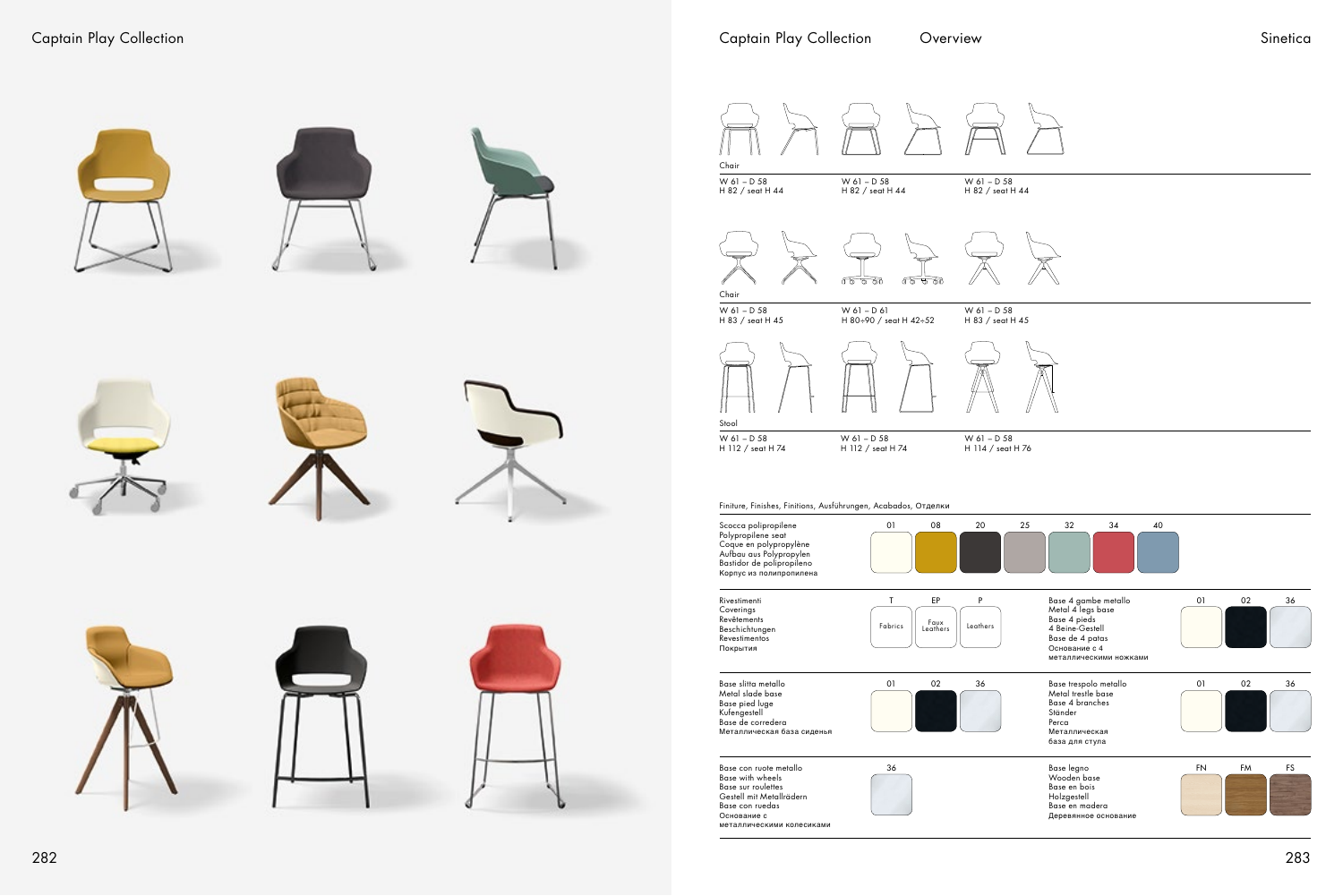# Captain Play Collection

## Overview

Sinetica

Chair

| | | |
|---|---|---|
| W 61 – D 58<br>H 82 / seat H 44 | W 61 – D 58<br>H 82 / seat H 44 | W 61 – D 58<br>H 82 / seat H 44 |

Chair

| | | |
|---|---|---|
| W 61 – D 58<br>H 83 / seat H 45 | W 61 – D 61<br>H 80÷90 / seat H 42÷52 | W 61 – D 58<br>H 83 / seat H 45 |

Stool

| | | |
|---|---|---|
| W 61 – D 58<br>H 112 / seat H 74 | W 61 – D 58<br>H 112 / seat H 74 | W 61 – D 58<br>H 114 / seat H 76 |

Finiture, Finishes, Finitions, Ausführungen, Acabados, Отделки

Scocca polipropilene
Polypropilene seat
Coque en polypropylène
Aufbau aus Polypropylen
Bastidor de polipropileno
Корпус из полипропилена

01 08 20 25 32 34 40

Rivestimenti
Coverings
Revêtements
Beschichtungen
Revestimentos
Покрытия

T – Fabrics
EP – Faux Leathers
P – Leathers

Base 4 gambe metallo
Metal 4 legs base
Base 4 pieds
4 Beine-Gestell
Base de 4 patas
Основание с 4 металлическими ножками

01 02 36

Base slitta metallo
Metal slade base
Base pied luge
Kufengestell
Base de corredera
Металлическая база сиденья

01 02 36

Base trespolo metallo
Metal trestle base
Base 4 branches
Ständer
Perca
Металлическая база для стула

01 02 36

Base con ruote metallo
Base with wheels
Base sur roulettes
Gestell mit Metallrädern
Base con ruedas
Основание с металлическими колесиками

36

Base legno
Wooden base
Base en bois
Holzgestell
Base en madera
Деревянное основание

FN FM FS